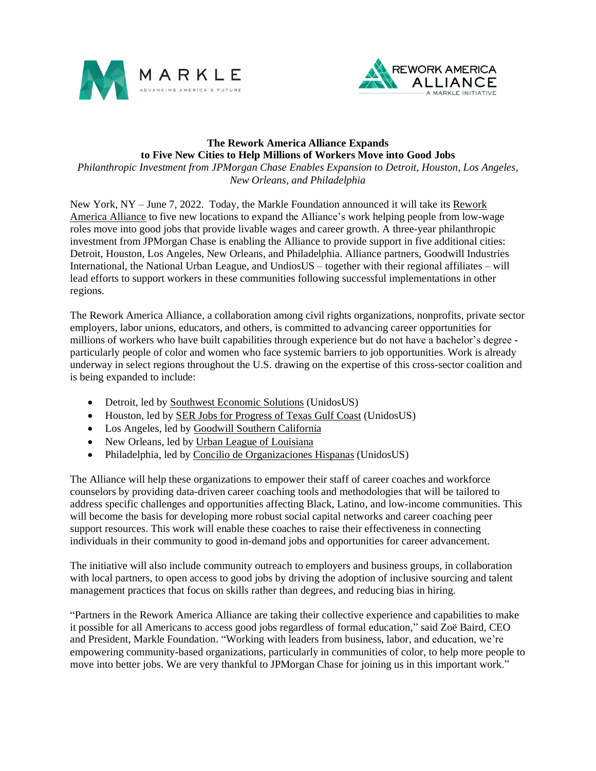**The Rework America Alliance Expands to Five New Cities to Help Millions of Workers Move into Good Jobs**

*Philanthropic Investment from JPMorgan Chase Enables Expansion to Detroit, Houston, Los Angeles, New Orleans, and Philadelphia*

New York, NY – June 7, 2022. Today, the Markle Foundation announced it will take its Rework America Alliance to five new locations to expand the Alliance's work helping people from low-wage roles move into good jobs that provide livable wages and career growth. A three-year philanthropic investment from JPMorgan Chase is enabling the Alliance to provide support in five additional cities: Detroit, Houston, Los Angeles, New Orleans, and Philadelphia. Alliance partners, Goodwill Industries International, the National Urban League, and UndiosUS – together with their regional affiliates – will lead efforts to support workers in these communities following successful implementations in other regions.

The Rework America Alliance, a collaboration among civil rights organizations, nonprofits, private sector employers, labor unions, educators, and others, is committed to advancing career opportunities for millions of workers who have built capabilities through experience but do not have a bachelor's degree - particularly people of color and women who face systemic barriers to job opportunities. Work is already underway in select regions throughout the U.S. drawing on the expertise of this cross-sector coalition and is being expanded to include:

- Detroit, led by Southwest Economic Solutions (UnidosUS)
- Houston, led by SER Jobs for Progress of Texas Gulf Coast (UnidosUS)
- Los Angeles, led by Goodwill Southern California
- New Orleans, led by Urban League of Louisiana
- Philadelphia, led by Concilio de Organizaciones Hispanas (UnidosUS)

The Alliance will help these organizations to empower their staff of career coaches and workforce counselors by providing data-driven career coaching tools and methodologies that will be tailored to address specific challenges and opportunities affecting Black, Latino, and low-income communities. This will become the basis for developing more robust social capital networks and career coaching peer support resources. This work will enable these coaches to raise their effectiveness in connecting individuals in their community to good in-demand jobs and opportunities for career advancement.

The initiative will also include community outreach to employers and business groups, in collaboration with local partners, to open access to good jobs by driving the adoption of inclusive sourcing and talent management practices that focus on skills rather than degrees, and reducing bias in hiring.

"Partners in the Rework America Alliance are taking their collective experience and capabilities to make it possible for all Americans to access good jobs regardless of formal education," said Zoë Baird, CEO and President, Markle Foundation. "Working with leaders from business, labor, and education, we're empowering community-based organizations, particularly in communities of color, to help more people to move into better jobs. We are very thankful to JPMorgan Chase for joining us in this important work."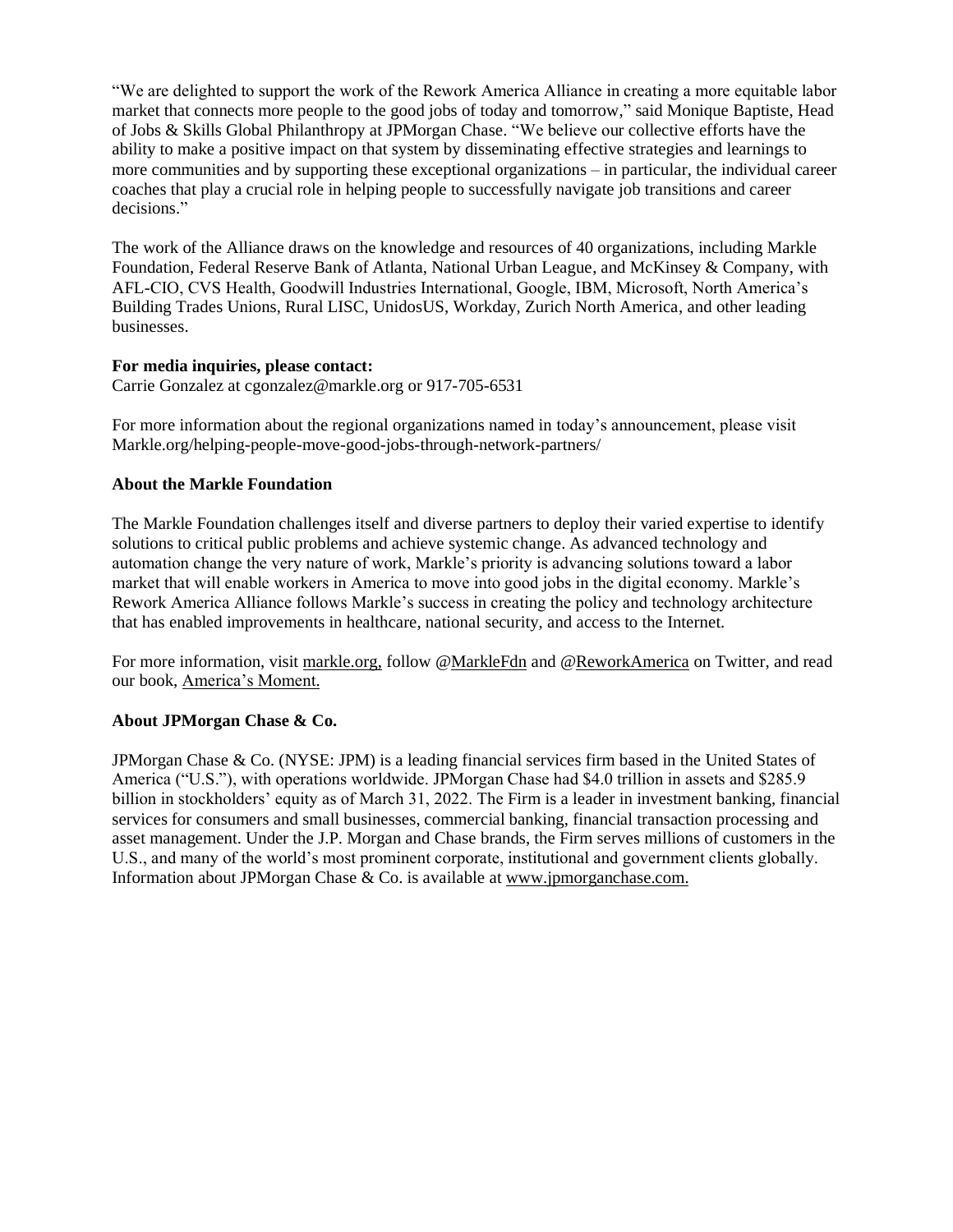"We are delighted to support the work of the Rework America Alliance in creating a more equitable labor market that connects more people to the good jobs of today and tomorrow," said Monique Baptiste, Head of Jobs & Skills Global Philanthropy at JPMorgan Chase. "We believe our collective efforts have the ability to make a positive impact on that system by disseminating effective strategies and learnings to more communities and by supporting these exceptional organizations – in particular, the individual career coaches that play a crucial role in helping people to successfully navigate job transitions and career decisions."

The work of the Alliance draws on the knowledge and resources of 40 organizations, including Markle Foundation, Federal Reserve Bank of Atlanta, National Urban League, and McKinsey & Company, with AFL-CIO, CVS Health, Goodwill Industries International, Google, IBM, Microsoft, North America's Building Trades Unions, Rural LISC, UnidosUS, Workday, Zurich North America, and other leading businesses.

**For media inquiries, please contact:**
Carrie Gonzalez at cgonzalez@markle.org or 917-705-6531

For more information about the regional organizations named in today's announcement, please visit Markle.org/helping-people-move-good-jobs-through-network-partners/

**About the Markle Foundation**

The Markle Foundation challenges itself and diverse partners to deploy their varied expertise to identify solutions to critical public problems and achieve systemic change. As advanced technology and automation change the very nature of work, Markle's priority is advancing solutions toward a labor market that will enable workers in America to move into good jobs in the digital economy. Markle's Rework America Alliance follows Markle's success in creating the policy and technology architecture that has enabled improvements in healthcare, national security, and access to the Internet.

For more information, visit markle.org, follow @MarkleFdn and @ReworkAmerica on Twitter, and read our book, America's Moment.

**About JPMorgan Chase & Co.**

JPMorgan Chase & Co. (NYSE: JPM) is a leading financial services firm based in the United States of America ("U.S."), with operations worldwide. JPMorgan Chase had $4.0 trillion in assets and $285.9 billion in stockholders' equity as of March 31, 2022. The Firm is a leader in investment banking, financial services for consumers and small businesses, commercial banking, financial transaction processing and asset management. Under the J.P. Morgan and Chase brands, the Firm serves millions of customers in the U.S., and many of the world's most prominent corporate, institutional and government clients globally. Information about JPMorgan Chase & Co. is available at www.jpmorganchase.com.